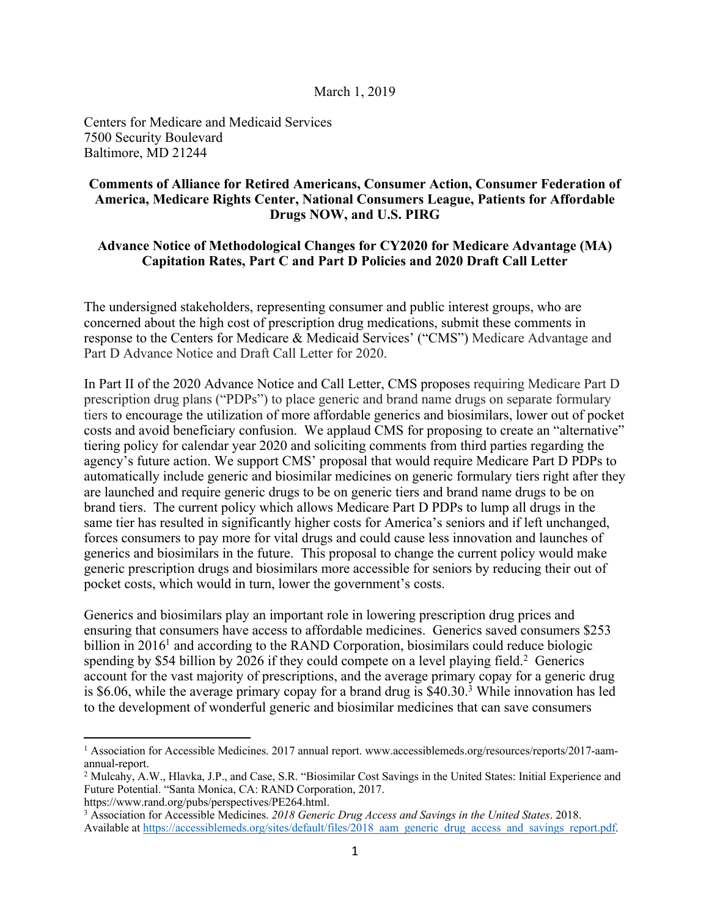March 1, 2019

Centers for Medicare and Medicaid Services
7500 Security Boulevard
Baltimore, MD 21244

**Comments of Alliance for Retired Americans, Consumer Action, Consumer Federation of America, Medicare Rights Center, National Consumers League, Patients for Affordable Drugs NOW, and U.S. PIRG**

**Advance Notice of Methodological Changes for CY2020 for Medicare Advantage (MA) Capitation Rates, Part C and Part D Policies and 2020 Draft Call Letter**

The undersigned stakeholders, representing consumer and public interest groups, who are concerned about the high cost of prescription drug medications, submit these comments in response to the Centers for Medicare & Medicaid Services' ("CMS") Medicare Advantage and Part D Advance Notice and Draft Call Letter for 2020.

In Part II of the 2020 Advance Notice and Call Letter, CMS proposes requiring Medicare Part D prescription drug plans ("PDPs") to place generic and brand name drugs on separate formulary tiers to encourage the utilization of more affordable generics and biosimilars, lower out of pocket costs and avoid beneficiary confusion. We applaud CMS for proposing to create an "alternative" tiering policy for calendar year 2020 and soliciting comments from third parties regarding the agency's future action. We support CMS' proposal that would require Medicare Part D PDPs to automatically include generic and biosimilar medicines on generic formulary tiers right after they are launched and require generic drugs to be on generic tiers and brand name drugs to be on brand tiers. The current policy which allows Medicare Part D PDPs to lump all drugs in the same tier has resulted in significantly higher costs for America's seniors and if left unchanged, forces consumers to pay more for vital drugs and could cause less innovation and launches of generics and biosimilars in the future. This proposal to change the current policy would make generic prescription drugs and biosimilars more accessible for seniors by reducing their out of pocket costs, which would in turn, lower the government's costs.

Generics and biosimilars play an important role in lowering prescription drug prices and ensuring that consumers have access to affordable medicines. Generics saved consumers $253 billion in 2016[1] and according to the RAND Corporation, biosimilars could reduce biologic spending by $54 billion by 2026 if they could compete on a level playing field.[2] Generics account for the vast majority of prescriptions, and the average primary copay for a generic drug is $6.06, while the average primary copay for a brand drug is $40.30.[3] While innovation has led to the development of wonderful generic and biosimilar medicines that can save consumers

---

[1] Association for Accessible Medicines. 2017 annual report. www.accessiblemeds.org/resources/reports/2017-aam-annual-report.

[2] Mulcahy, A.W., Hlavka, J.P., and Case, S.R. "Biosimilar Cost Savings in the United States: Initial Experience and Future Potential. "Santa Monica, CA: RAND Corporation, 2017. https://www.rand.org/pubs/perspectives/PE264.html.

[3] Association for Accessible Medicines. *2018 Generic Drug Access and Savings in the United States*. 2018. Available at https://accessiblemeds.org/sites/default/files/2018_aam_generic_drug_access_and_savings_report.pdf.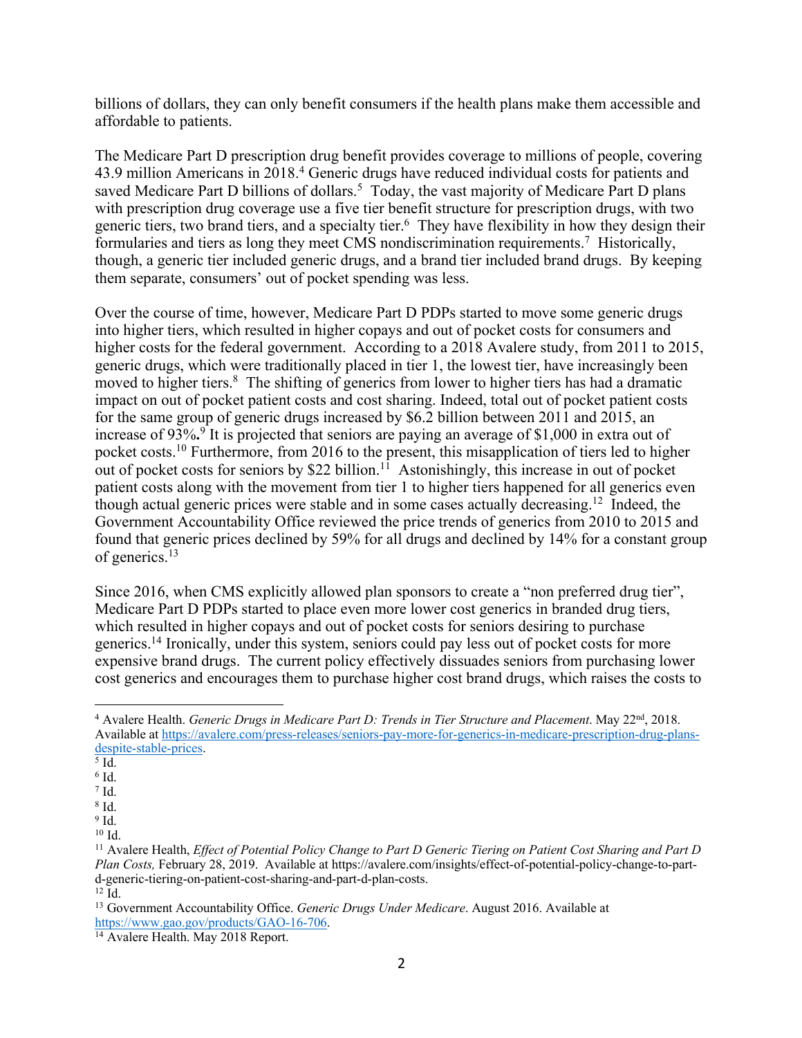billions of dollars, they can only benefit consumers if the health plans make them accessible and affordable to patients.

The Medicare Part D prescription drug benefit provides coverage to millions of people, covering 43.9 million Americans in 2018.[4] Generic drugs have reduced individual costs for patients and saved Medicare Part D billions of dollars.[5] Today, the vast majority of Medicare Part D plans with prescription drug coverage use a five tier benefit structure for prescription drugs, with two generic tiers, two brand tiers, and a specialty tier.[6] They have flexibility in how they design their formularies and tiers as long they meet CMS nondiscrimination requirements.[7] Historically, though, a generic tier included generic drugs, and a brand tier included brand drugs. By keeping them separate, consumers' out of pocket spending was less.

Over the course of time, however, Medicare Part D PDPs started to move some generic drugs into higher tiers, which resulted in higher copays and out of pocket costs for consumers and higher costs for the federal government. According to a 2018 Avalere study, from 2011 to 2015, generic drugs, which were traditionally placed in tier 1, the lowest tier, have increasingly been moved to higher tiers.[8] The shifting of generics from lower to higher tiers has had a dramatic impact on out of pocket patient costs and cost sharing. Indeed, total out of pocket patient costs for the same group of generic drugs increased by $6.2 billion between 2011 and 2015, an increase of 93%**.**[9] It is projected that seniors are paying an average of $1,000 in extra out of pocket costs.[10] Furthermore, from 2016 to the present, this misapplication of tiers led to higher out of pocket costs for seniors by $22 billion.[11] Astonishingly, this increase in out of pocket patient costs along with the movement from tier 1 to higher tiers happened for all generics even though actual generic prices were stable and in some cases actually decreasing.[12] Indeed, the Government Accountability Office reviewed the price trends of generics from 2010 to 2015 and found that generic prices declined by 59% for all drugs and declined by 14% for a constant group of generics.[13]

Since 2016, when CMS explicitly allowed plan sponsors to create a "non preferred drug tier", Medicare Part D PDPs started to place even more lower cost generics in branded drug tiers, which resulted in higher copays and out of pocket costs for seniors desiring to purchase generics.[14] Ironically, under this system, seniors could pay less out of pocket costs for more expensive brand drugs. The current policy effectively dissuades seniors from purchasing lower cost generics and encourages them to purchase higher cost brand drugs, which raises the costs to

---

[4] Avalere Health. *Generic Drugs in Medicare Part D: Trends in Tier Structure and Placement*. May 22nd, 2018. Available at https://avalere.com/press-releases/seniors-pay-more-for-generics-in-medicare-prescription-drug-plans-despite-stable-prices.

[5] Id.

[6] Id.

[7] Id.

[8] Id.

[9] Id.

[10] Id.

[11] Avalere Health, *Effect of Potential Policy Change to Part D Generic Tiering on Patient Cost Sharing and Part D Plan Costs,* February 28, 2019. Available at https://avalere.com/insights/effect-of-potential-policy-change-to-part-d-generic-tiering-on-patient-cost-sharing-and-part-d-plan-costs.

[12] Id.

[13] Government Accountability Office. *Generic Drugs Under Medicare*. August 2016. Available at https://www.gao.gov/products/GAO-16-706.

[14] Avalere Health. May 2018 Report.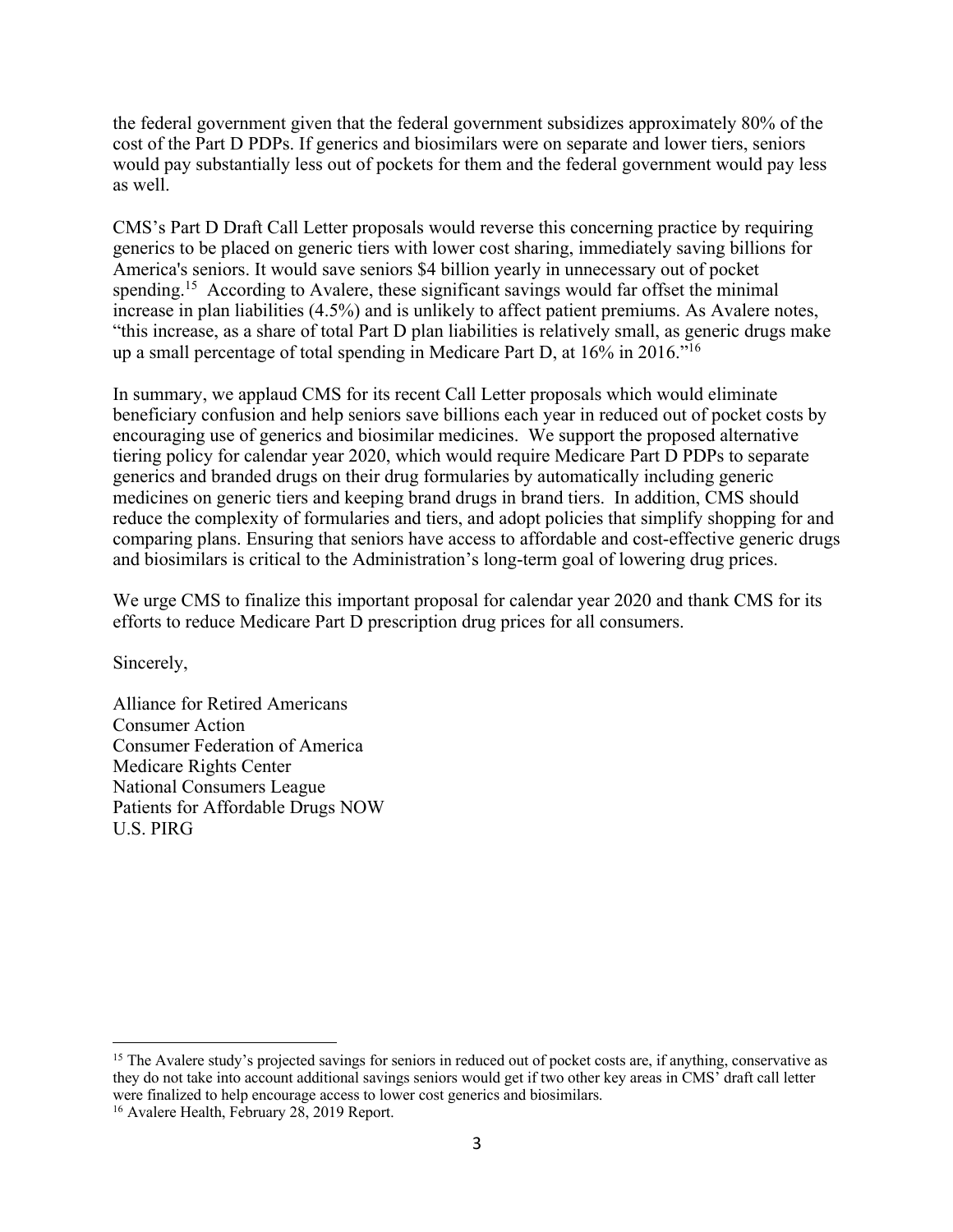the federal government given that the federal government subsidizes approximately 80% of the cost of the Part D PDPs. If generics and biosimilars were on separate and lower tiers, seniors would pay substantially less out of pockets for them and the federal government would pay less as well.

CMS's Part D Draft Call Letter proposals would reverse this concerning practice by requiring generics to be placed on generic tiers with lower cost sharing, immediately saving billions for America's seniors. It would save seniors $4 billion yearly in unnecessary out of pocket spending.[15] According to Avalere, these significant savings would far offset the minimal increase in plan liabilities (4.5%) and is unlikely to affect patient premiums. As Avalere notes, "this increase, as a share of total Part D plan liabilities is relatively small, as generic drugs make up a small percentage of total spending in Medicare Part D, at 16% in 2016."[16]

In summary, we applaud CMS for its recent Call Letter proposals which would eliminate beneficiary confusion and help seniors save billions each year in reduced out of pocket costs by encouraging use of generics and biosimilar medicines. We support the proposed alternative tiering policy for calendar year 2020, which would require Medicare Part D PDPs to separate generics and branded drugs on their drug formularies by automatically including generic medicines on generic tiers and keeping brand drugs in brand tiers. In addition, CMS should reduce the complexity of formularies and tiers, and adopt policies that simplify shopping for and comparing plans. Ensuring that seniors have access to affordable and cost-effective generic drugs and biosimilars is critical to the Administration's long-term goal of lowering drug prices.

We urge CMS to finalize this important proposal for calendar year 2020 and thank CMS for its efforts to reduce Medicare Part D prescription drug prices for all consumers.

Sincerely,

Alliance for Retired Americans
Consumer Action
Consumer Federation of America
Medicare Rights Center
National Consumers League
Patients for Affordable Drugs NOW
U.S. PIRG

---

[15] The Avalere study's projected savings for seniors in reduced out of pocket costs are, if anything, conservative as they do not take into account additional savings seniors would get if two other key areas in CMS' draft call letter were finalized to help encourage access to lower cost generics and biosimilars.

[16] Avalere Health, February 28, 2019 Report.